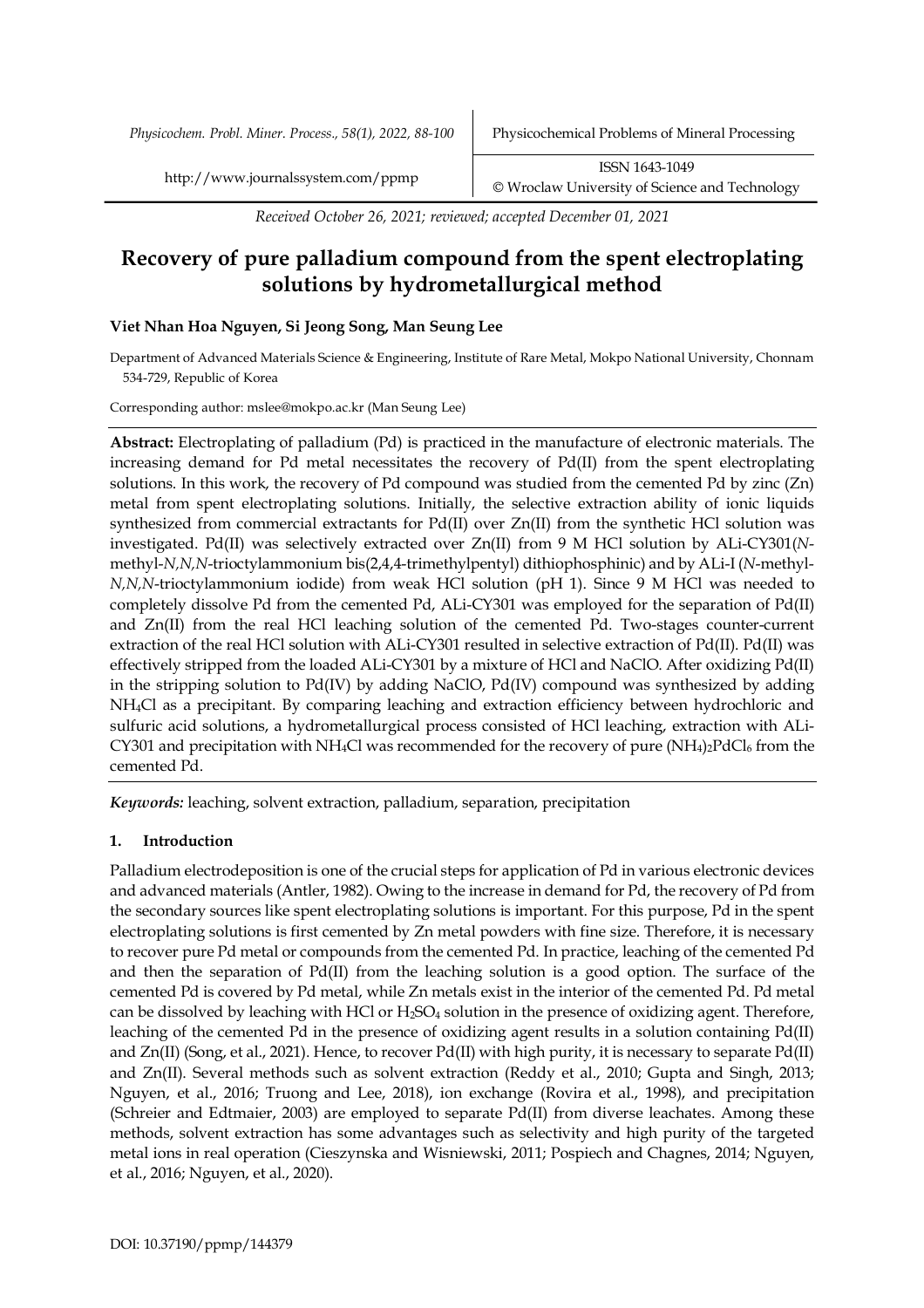*Received October 26, 2021; reviewed; accepted December 01, 2021*

# Recovery of pure palladium compound from the spent electroplating solutions by hydrometallurgical method

**Viet Nhan Hoa Nguyen, Si Jeong Song, Man Seung Lee**

Department of Advanced Materials Science & Engineering, Institute of Rare Metal, Mokpo National University, Chonnam 534-729, Republic of Korea

Corresponding author: mslee@mokpo.ac.kr (Man Seung Lee)

**Abstract:** Electroplating of palladium (Pd) is practiced in the manufacture of electronic materials. The increasing demand for Pd metal necessitates the recovery of Pd(II) from the spent electroplating solutions. In this work, the recovery of Pd compound was studied from the cemented Pd by zinc (Zn) metal from spent electroplating solutions. Initially, the selective extraction ability of ionic liquids synthesized from commercial extractants for Pd(II) over Zn(II) from the synthetic HCl solution was investigated. Pd(II) was selectively extracted over Zn(II) from 9 M HCl solution by ALi-CY301(*N*-methyl-*N,N,N*-trioctylammonium bis(2,4,4-trimethylpentyl) dithiophosphinic) and by ALi-I (*N*-methyl-*N,N,N*-trioctylammonium iodide) from weak HCl solution (pH 1). Since 9 M HCl was needed to completely dissolve Pd from the cemented Pd, ALi-CY301 was employed for the separation of Pd(II) and Zn(II) from the real HCl leaching solution of the cemented Pd. Two-stages counter-current extraction of the real HCl solution with ALi-CY301 resulted in selective extraction of Pd(II). Pd(II) was effectively stripped from the loaded ALi-CY301 by a mixture of HCl and NaClO. After oxidizing Pd(II) in the stripping solution to Pd(IV) by adding NaClO, Pd(IV) compound was synthesized by adding $NH_4Cl$ as a precipitant. By comparing leaching and extraction efficiency between hydrochloric and sulfuric acid solutions, a hydrometallurgical process consisted of HCl leaching, extraction with ALi-CY301 and precipitation with $NH_4Cl$ was recommended for the recovery of pure $(NH_4)_2PdCl_6$ from the cemented Pd.

***Keywords:*** leaching, solvent extraction, palladium, separation, precipitation

## 1. Introduction

Palladium electrodeposition is one of the crucial steps for application of Pd in various electronic devices and advanced materials (Antler, 1982). Owing to the increase in demand for Pd, the recovery of Pd from the secondary sources like spent electroplating solutions is important. For this purpose, Pd in the spent electroplating solutions is first cemented by Zn metal powders with fine size. Therefore, it is necessary to recover pure Pd metal or compounds from the cemented Pd. In practice, leaching of the cemented Pd and then the separation of Pd(II) from the leaching solution is a good option. The surface of the cemented Pd is covered by Pd metal, while Zn metals exist in the interior of the cemented Pd. Pd metal can be dissolved by leaching with HCl or $H_2SO_4$ solution in the presence of oxidizing agent. Therefore, leaching of the cemented Pd in the presence of oxidizing agent results in a solution containing Pd(II) and Zn(II) (Song, et al., 2021). Hence, to recover Pd(II) with high purity, it is necessary to separate Pd(II) and Zn(II). Several methods such as solvent extraction (Reddy et al., 2010; Gupta and Singh, 2013; Nguyen, et al., 2016; Truong and Lee, 2018), ion exchange (Rovira et al., 1998), and precipitation (Schreier and Edtmaier, 2003) are employed to separate Pd(II) from diverse leachates. Among these methods, solvent extraction has some advantages such as selectivity and high purity of the targeted metal ions in real operation (Cieszynska and Wisniewski, 2011; Pospiech and Chagnes, 2014; Nguyen, et al., 2016; Nguyen, et al., 2020).

DOI: 10.37190/ppmp/144379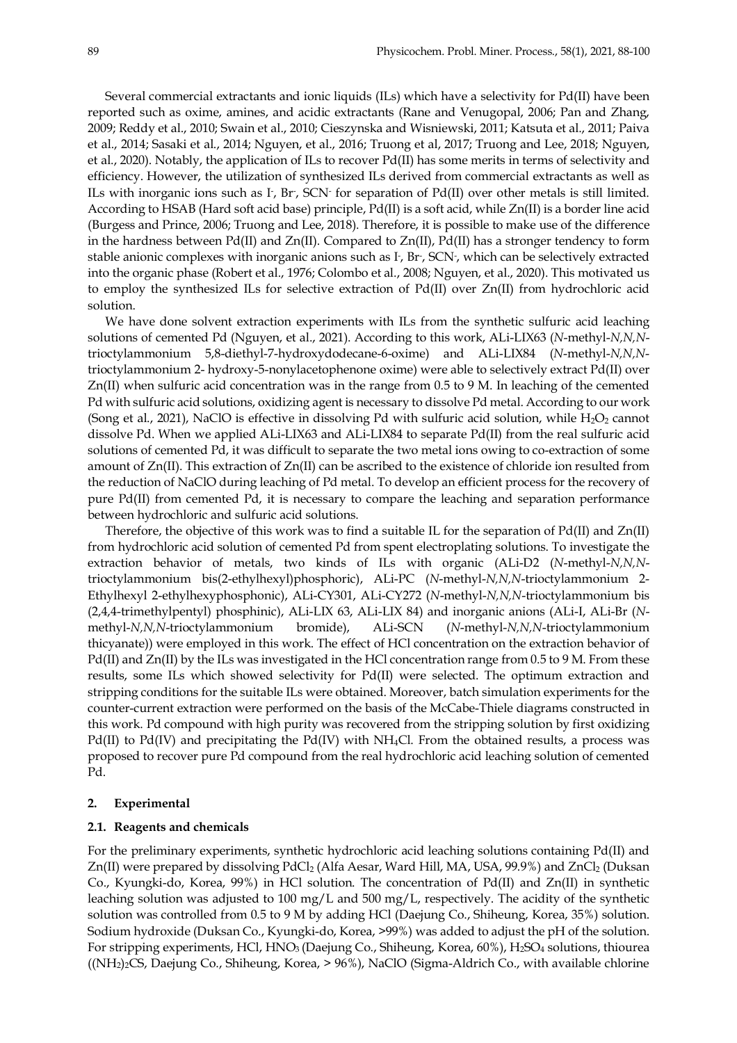Several commercial extractants and ionic liquids (ILs) which have a selectivity for Pd(II) have been reported such as oxime, amines, and acidic extractants (Rane and Venugopal, 2006; Pan and Zhang, 2009; Reddy et al., 2010; Swain et al., 2010; Cieszynska and Wisniewski, 2011; Katsuta et al., 2011; Paiva et al., 2014; Sasaki et al., 2014; Nguyen, et al., 2016; Truong et al, 2017; Truong and Lee, 2018; Nguyen, et al., 2020). Notably, the application of ILs to recover Pd(II) has some merits in terms of selectivity and efficiency. However, the utilization of synthesized ILs derived from commercial extractants as well as ILs with inorganic ions such as $I^-$, $Br^-$, $SCN^-$ for separation of Pd(II) over other metals is still limited. According to HSAB (Hard soft acid base) principle, Pd(II) is a soft acid, while Zn(II) is a border line acid (Burgess and Prince, 2006; Truong and Lee, 2018). Therefore, it is possible to make use of the difference in the hardness between Pd(II) and Zn(II). Compared to Zn(II), Pd(II) has a stronger tendency to form stable anionic complexes with inorganic anions such as $I^-$, $Br^-$, $SCN^-$, which can be selectively extracted into the organic phase (Robert et al., 1976; Colombo et al., 2008; Nguyen, et al., 2020). This motivated us to employ the synthesized ILs for selective extraction of Pd(II) over Zn(II) from hydrochloric acid solution.

We have done solvent extraction experiments with ILs from the synthetic sulfuric acid leaching solutions of cemented Pd (Nguyen, et al., 2021). According to this work, ALi-LIX63 (*N*-methyl-*N,N,N*-trioctylammonium 5,8-diethyl-7-hydroxydodecane-6-oxime) and ALi-LIX84 (*N*-methyl-*N,N,N*-trioctylammonium 2- hydroxy-5-nonylacetophenone oxime) were able to selectively extract Pd(II) over Zn(II) when sulfuric acid concentration was in the range from 0.5 to 9 M. In leaching of the cemented Pd with sulfuric acid solutions, oxidizing agent is necessary to dissolve Pd metal. According to our work (Song et al., 2021), NaClO is effective in dissolving Pd with sulfuric acid solution, while $H_2O_2$ cannot dissolve Pd. When we applied ALi-LIX63 and ALi-LIX84 to separate Pd(II) from the real sulfuric acid solutions of cemented Pd, it was difficult to separate the two metal ions owing to co-extraction of some amount of Zn(II). This extraction of Zn(II) can be ascribed to the existence of chloride ion resulted from the reduction of NaClO during leaching of Pd metal. To develop an efficient process for the recovery of pure Pd(II) from cemented Pd, it is necessary to compare the leaching and separation performance between hydrochloric and sulfuric acid solutions.

Therefore, the objective of this work was to find a suitable IL for the separation of Pd(II) and Zn(II) from hydrochloric acid solution of cemented Pd from spent electroplating solutions. To investigate the extraction behavior of metals, two kinds of ILs with organic (ALi-D2 (*N*-methyl-*N,N,N*-trioctylammonium bis(2-ethylhexyl)phosphoric), ALi-PC (*N*-methyl-*N,N,N*-trioctylammonium 2-Ethylhexyl 2-ethylhexyphosphonic), ALi-CY301, ALi-CY272 (*N*-methyl-*N,N,N*-trioctylammonium bis (2,4,4-trimethylpentyl) phosphinic), ALi-LIX 63, ALi-LIX 84) and inorganic anions (ALi-I, ALi-Br (*N*-methyl-*N,N,N*-trioctylammonium bromide), ALi-SCN (*N*-methyl-*N,N,N*-trioctylammonium thicyanate)) were employed in this work. The effect of HCl concentration on the extraction behavior of Pd(II) and Zn(II) by the ILs was investigated in the HCl concentration range from 0.5 to 9 M. From these results, some ILs which showed selectivity for Pd(II) were selected. The optimum extraction and stripping conditions for the suitable ILs were obtained. Moreover, batch simulation experiments for the counter-current extraction were performed on the basis of the McCabe-Thiele diagrams constructed in this work. Pd compound with high purity was recovered from the stripping solution by first oxidizing Pd(II) to Pd(IV) and precipitating the Pd(IV) with $NH_4Cl$. From the obtained results, a process was proposed to recover pure Pd compound from the real hydrochloric acid leaching solution of cemented Pd.

## 2. Experimental

### 2.1. Reagents and chemicals

For the preliminary experiments, synthetic hydrochloric acid leaching solutions containing Pd(II) and Zn(II) were prepared by dissolving $PdCl_2$ (Alfa Aesar, Ward Hill, MA, USA, 99.9%) and $ZnCl_2$ (Duksan Co., Kyungki-do, Korea, 99%) in HCl solution. The concentration of Pd(II) and Zn(II) in synthetic leaching solution was adjusted to 100 mg/L and 500 mg/L, respectively. The acidity of the synthetic solution was controlled from 0.5 to 9 M by adding HCl (Daejung Co., Shiheung, Korea, 35%) solution. Sodium hydroxide (Duksan Co., Kyungki-do, Korea, >99%) was added to adjust the pH of the solution. For stripping experiments, HCl, $HNO_3$ (Daejung Co., Shiheung, Korea, 60%), $H_2SO_4$ solutions, thiourea ($(NH_2)_2CS$, Daejung Co., Shiheung, Korea, > 96%), NaClO (Sigma-Aldrich Co., with available chlorine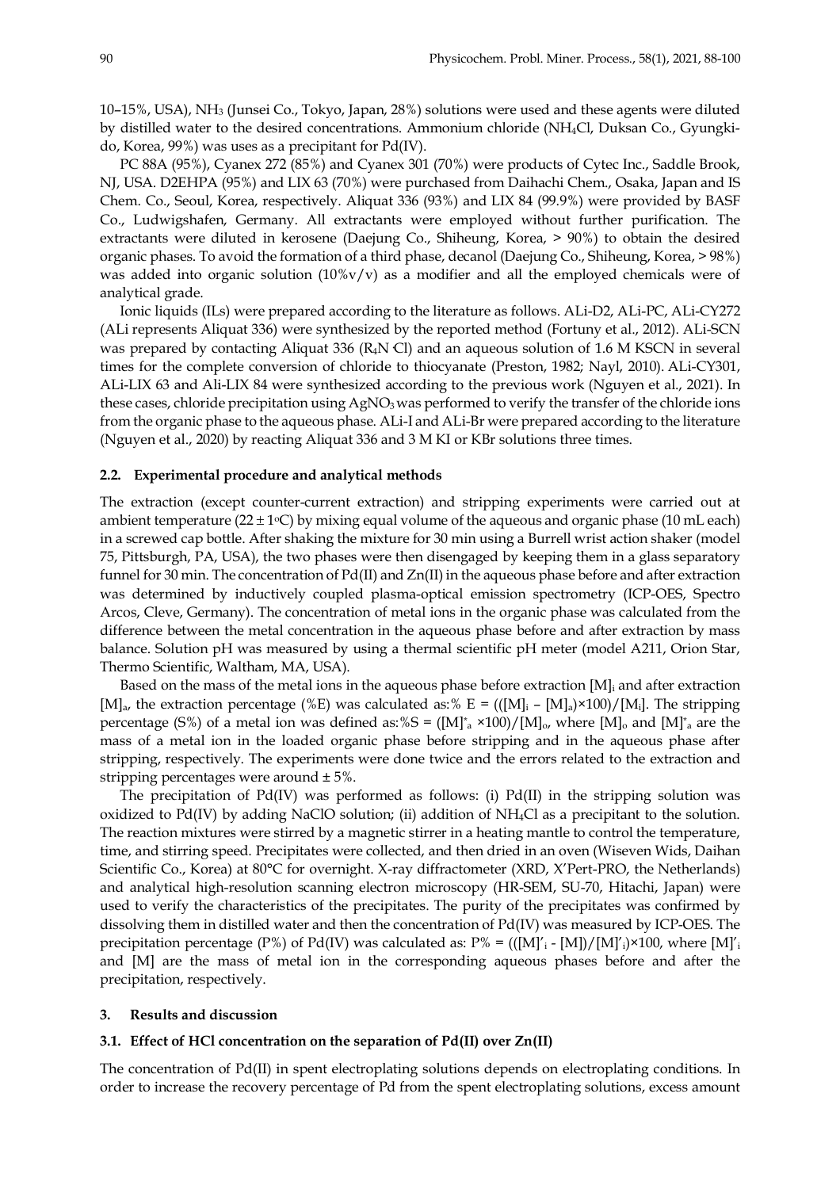10–15%, USA), $NH_3$ (Junsei Co., Tokyo, Japan, 28%) solutions were used and these agents were diluted by distilled water to the desired concentrations. Ammonium chloride ($NH_4Cl$, Duksan Co., Gyungki-do, Korea, 99%) was uses as a precipitant for Pd(IV).

PC 88A (95%), Cyanex 272 (85%) and Cyanex 301 (70%) were products of Cytec Inc., Saddle Brook, NJ, USA. D2EHPA (95%) and LIX 63 (70%) were purchased from Daihachi Chem., Osaka, Japan and IS Chem. Co., Seoul, Korea, respectively. Aliquat 336 (93%) and LIX 84 (99.9%) were provided by BASF Co., Ludwigshafen, Germany. All extractants were employed without further purification. The extractants were diluted in kerosene (Daejung Co., Shiheung, Korea, > 90%) to obtain the desired organic phases. To avoid the formation of a third phase, decanol (Daejung Co., Shiheung, Korea, > 98%) was added into organic solution (10%v/v) as a modifier and all the employed chemicals were of analytical grade.

Ionic liquids (ILs) were prepared according to the literature as follows. ALi-D2, ALi-PC, ALi-CY272 (ALi represents Aliquat 336) were synthesized by the reported method (Fortuny et al., 2012). ALi-SCN was prepared by contacting Aliquat 336 ($R_4N^+Cl^-$) and an aqueous solution of 1.6 M KSCN in several times for the complete conversion of chloride to thiocyanate (Preston, 1982; Nayl, 2010). ALi-CY301, ALi-LIX 63 and Ali-LIX 84 were synthesized according to the previous work (Nguyen et al., 2021). In these cases, chloride precipitation using $AgNO_3$ was performed to verify the transfer of the chloride ions from the organic phase to the aqueous phase. ALi-I and ALi-Br were prepared according to the literature (Nguyen et al., 2020) by reacting Aliquat 336 and 3 M KI or KBr solutions three times.

### 2.2. Experimental procedure and analytical methods

The extraction (except counter-current extraction) and stripping experiments were carried out at ambient temperature (22 ± 1°C) by mixing equal volume of the aqueous and organic phase (10 mL each) in a screwed cap bottle. After shaking the mixture for 30 min using a Burrell wrist action shaker (model 75, Pittsburgh, PA, USA), the two phases were then disengaged by keeping them in a glass separatory funnel for 30 min. The concentration of Pd(II) and Zn(II) in the aqueous phase before and after extraction was determined by inductively coupled plasma-optical emission spectrometry (ICP-OES, Spectro Arcos, Cleve, Germany). The concentration of metal ions in the organic phase was calculated from the difference between the metal concentration in the aqueous phase before and after extraction by mass balance. Solution pH was measured by using a thermal scientific pH meter (model A211, Orion Star, Thermo Scientific, Waltham, MA, USA).

Based on the mass of the metal ions in the aqueous phase before extraction $[M]_i$ and after extraction $[M]_a$, the extraction percentage (%E) was calculated as: $\%E = (([M]_i - [M]_a) \times 100)/[M_i]$. The stripping percentage (S%) of a metal ion was defined as: $\%S = ([M]^*_a \times 100)/[M]_o$, where $[M]_o$ and $[M]^*_a$ are the mass of a metal ion in the loaded organic phase before stripping and in the aqueous phase after stripping, respectively. The experiments were done twice and the errors related to the extraction and stripping percentages were around ± 5%.

The precipitation of Pd(IV) was performed as follows: (i) Pd(II) in the stripping solution was oxidized to Pd(IV) by adding NaClO solution; (ii) addition of $NH_4Cl$ as a precipitant to the solution. The reaction mixtures were stirred by a magnetic stirrer in a heating mantle to control the temperature, time, and stirring speed. Precipitates were collected, and then dried in an oven (Wiseven Wids, Daihan Scientific Co., Korea) at 80°C for overnight. X-ray diffractometer (XRD, X'Pert-PRO, the Netherlands) and analytical high-resolution scanning electron microscopy (HR-SEM, SU-70, Hitachi, Japan) were used to verify the characteristics of the precipitates. The purity of the precipitates was confirmed by dissolving them in distilled water and then the concentration of Pd(IV) was measured by ICP-OES. The precipitation percentage (P%) of Pd(IV) was calculated as: $P\% = (([M]'_i - [M])/[M]'_i) \times 100$, where $[M]'_i$ and $[M]$ are the mass of metal ion in the corresponding aqueous phases before and after the precipitation, respectively.

## 3. Results and discussion

### 3.1. Effect of HCl concentration on the separation of Pd(II) over Zn(II)

The concentration of Pd(II) in spent electroplating solutions depends on electroplating conditions. In order to increase the recovery percentage of Pd from the spent electroplating solutions, excess amount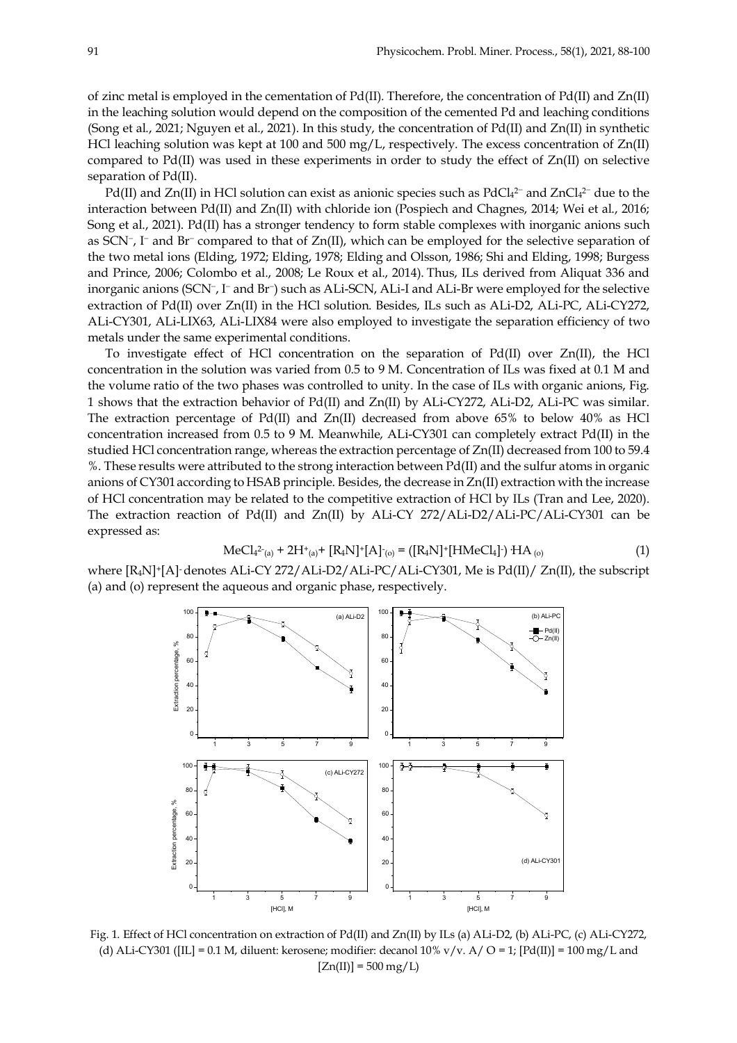of zinc metal is employed in the cementation of Pd(II). Therefore, the concentration of Pd(II) and Zn(II) in the leaching solution would depend on the composition of the cemented Pd and leaching conditions (Song et al., 2021; Nguyen et al., 2021). In this study, the concentration of Pd(II) and Zn(II) in synthetic HCl leaching solution was kept at 100 and 500 mg/L, respectively. The excess concentration of Zn(II) compared to Pd(II) was used in these experiments in order to study the effect of Zn(II) on selective separation of Pd(II).

Pd(II) and Zn(II) in HCl solution can exist as anionic species such as $PdCl_4^{2-}$ and $ZnCl_4^{2-}$ due to the interaction between Pd(II) and Zn(II) with chloride ion (Pospiech and Chagnes, 2014; Wei et al., 2016; Song et al., 2021). Pd(II) has a stronger tendency to form stable complexes with inorganic anions such as $SCN^-$, $I^-$ and $Br^-$ compared to that of Zn(II), which can be employed for the selective separation of the two metal ions (Elding, 1972; Elding, 1978; Elding and Olsson, 1986; Shi and Elding, 1998; Burgess and Prince, 2006; Colombo et al., 2008; Le Roux et al., 2014). Thus, ILs derived from Aliquat 336 and inorganic anions ($SCN^-$, $I^-$ and $Br^-$) such as ALi-SCN, ALi-I and ALi-Br were employed for the selective extraction of Pd(II) over Zn(II) in the HCl solution. Besides, ILs such as ALi-D2, ALi-PC, ALi-CY272, ALi-CY301, ALi-LIX63, ALi-LIX84 were also employed to investigate the separation efficiency of two metals under the same experimental conditions.

To investigate effect of HCl concentration on the separation of Pd(II) over Zn(II), the HCl concentration in the solution was varied from 0.5 to 9 M. Concentration of ILs was fixed at 0.1 M and the volume ratio of the two phases was controlled to unity. In the case of ILs with organic anions, Fig. 1 shows that the extraction behavior of Pd(II) and Zn(II) by ALi-CY272, ALi-D2, ALi-PC was similar. The extraction percentage of Pd(II) and Zn(II) decreased from above 65% to below 40% as HCl concentration increased from 0.5 to 9 M. Meanwhile, ALi-CY301 can completely extract Pd(II) in the studied HCl concentration range, whereas the extraction percentage of Zn(II) decreased from 100 to 59.4 %. These results were attributed to the strong interaction between Pd(II) and the sulfur atoms in organic anions of CY301 according to HSAB principle. Besides, the decrease in Zn(II) extraction with the increase of HCl concentration may be related to the competitive extraction of HCl by ILs (Tran and Lee, 2020). The extraction reaction of Pd(II) and Zn(II) by ALi-CY 272/ALi-D2/ALi-PC/ALi-CY301 can be expressed as:

$$MeCl_{4(a)}^{2-} + 2H^+_{(a)} + [R_4N]^+[A]^-_{(o)} = ([R_4N]^+[HMeCl_4]^-)\cdot HA_{(o)} \quad (1)$$

where $[R_4N]^+[A]^-$ denotes ALi-CY 272/ALi-D2/ALi-PC/ALi-CY301, Me is Pd(II)/ Zn(II), the subscript (a) and (o) represent the aqueous and organic phase, respectively.

Fig. 1. Effect of HCl concentration on extraction of Pd(II) and Zn(II) by ILs (a) ALi-D2, (b) ALi-PC, (c) ALi-CY272, (d) ALi-CY301 ([IL] = 0.1 M, diluent: kerosene; modifier: decanol 10% v/v. A/ O = 1; [Pd(II)] = 100 mg/L and [Zn(II)] = 500 mg/L)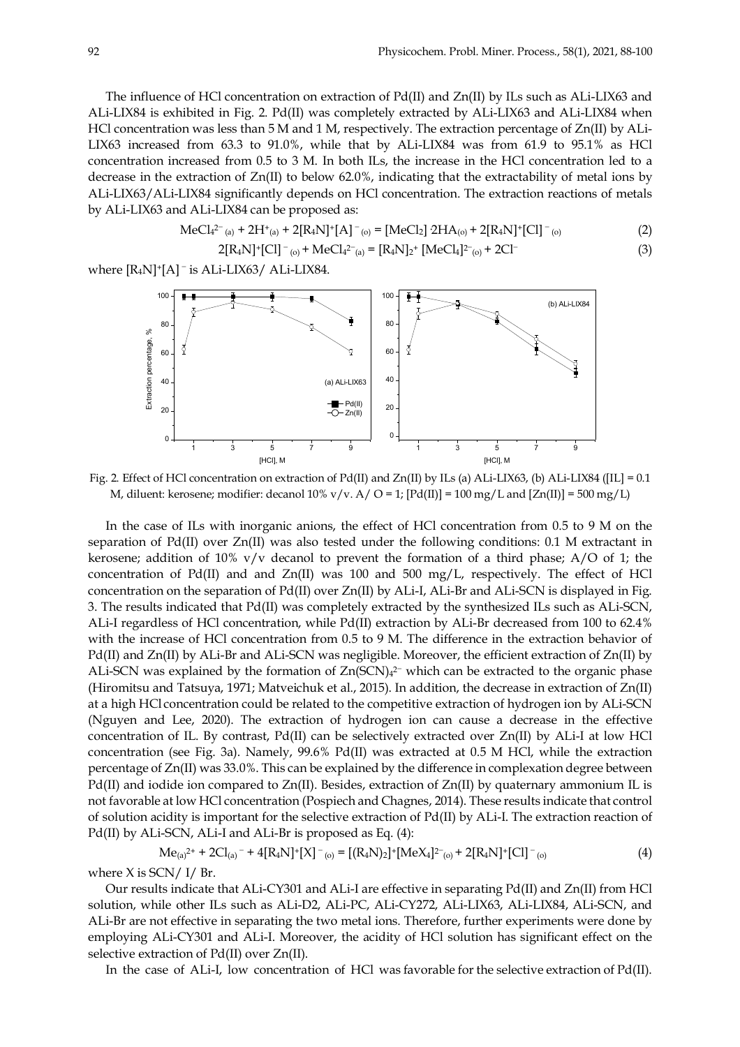The influence of HCl concentration on extraction of Pd(II) and Zn(II) by ILs such as ALi-LIX63 and ALi-LIX84 is exhibited in Fig. 2. Pd(II) was completely extracted by ALi-LIX63 and ALi-LIX84 when HCl concentration was less than 5 M and 1 M, respectively. The extraction percentage of Zn(II) by ALi-LIX63 increased from 63.3 to 91.0%, while that by ALi-LIX84 was from 61.9 to 95.1% as HCl concentration increased from 0.5 to 3 M. In both ILs, the increase in the HCl concentration led to a decrease in the extraction of Zn(II) to below 62.0%, indicating that the extractability of metal ions by ALi-LIX63/ALi-LIX84 significantly depends on HCl concentration. The extraction reactions of metals by ALi-LIX63 and ALi-LIX84 can be proposed as:

$$MeCl_4^{2-}{}_{(a)} + 2H^+_{(a)} + 2[R_4N]^+[A]^-{}_{(o)} = [MeCl_2]\ 2HA_{(o)} + 2[R_4N]^+[Cl]^-{}_{(o)} \tag{2}$$

$$2[R_4N]^+[Cl]^-{}_{(o)} + MeCl_4^{2-}{}_{(a)} = [R_4N]_2^+\ [MeCl_4]^{2-}{}_{(o)} + 2Cl^- \tag{3}$$

where $[R_4N]^+[A]^-$ is ALi-LIX63/ ALi-LIX84.

Fig. 2. Effect of HCl concentration on extraction of Pd(II) and Zn(II) by ILs (a) ALi-LIX63, (b) ALi-LIX84 ([IL] = 0.1 M, diluent: kerosene; modifier: decanol 10% v/v. A/ O = 1; [Pd(II)] = 100 mg/L and [Zn(II)] = 500 mg/L)

In the case of ILs with inorganic anions, the effect of HCl concentration from 0.5 to 9 M on the separation of Pd(II) over Zn(II) was also tested under the following conditions: 0.1 M extractant in kerosene; addition of 10% v/v decanol to prevent the formation of a third phase; A/O of 1; the concentration of Pd(II) and and Zn(II) was 100 and 500 mg/L, respectively. The effect of HCl concentration on the separation of Pd(II) over Zn(II) by ALi-I, ALi-Br and ALi-SCN is displayed in Fig. 3. The results indicated that Pd(II) was completely extracted by the synthesized ILs such as ALi-SCN, ALi-I regardless of HCl concentration, while Pd(II) extraction by ALi-Br decreased from 100 to 62.4% with the increase of HCl concentration from 0.5 to 9 M. The difference in the extraction behavior of Pd(II) and Zn(II) by ALi-Br and ALi-SCN was negligible. Moreover, the efficient extraction of Zn(II) by ALi-SCN was explained by the formation of $Zn(SCN)_4^{2-}$ which can be extracted to the organic phase (Hiromitsu and Tatsuya, 1971; Matveichuk et al., 2015). In addition, the decrease in extraction of Zn(II) at a high HCl concentration could be related to the competitive extraction of hydrogen ion by ALi-SCN (Nguyen and Lee, 2020). The extraction of hydrogen ion can cause a decrease in the effective concentration of IL. By contrast, Pd(II) can be selectively extracted over Zn(II) by ALi-I at low HCl concentration (see Fig. 3a). Namely, 99.6% Pd(II) was extracted at 0.5 M HCl, while the extraction percentage of Zn(II) was 33.0%. This can be explained by the difference in complexation degree between Pd(II) and iodide ion compared to Zn(II). Besides, extraction of Zn(II) by quaternary ammonium IL is not favorable at low HCl concentration (Pospiech and Chagnes, 2014). These results indicate that control of solution acidity is important for the selective extraction of Pd(II) by ALi-I. The extraction reaction of Pd(II) by ALi-SCN, ALi-I and ALi-Br is proposed as Eq. (4):

$$Me_{(a)}^{2+} + 2Cl_{(a)}^- + 4[R_4N]^+[X]^-{}_{(o)} = [(R_4N)_2]^+[MeX_4]^{2-}{}_{(o)} + 2[R_4N]^+[Cl]^-{}_{(o)} \tag{4}$$

where X is SCN/ I/ Br.

Our results indicate that ALi-CY301 and ALi-I are effective in separating Pd(II) and Zn(II) from HCl solution, while other ILs such as ALi-D2, ALi-PC, ALi-CY272, ALi-LIX63, ALi-LIX84, ALi-SCN, and ALi-Br are not effective in separating the two metal ions. Therefore, further experiments were done by employing ALi-CY301 and ALi-I. Moreover, the acidity of HCl solution has significant effect on the selective extraction of Pd(II) over Zn(II).

In the case of ALi-I, low concentration of HCl was favorable for the selective extraction of Pd(II).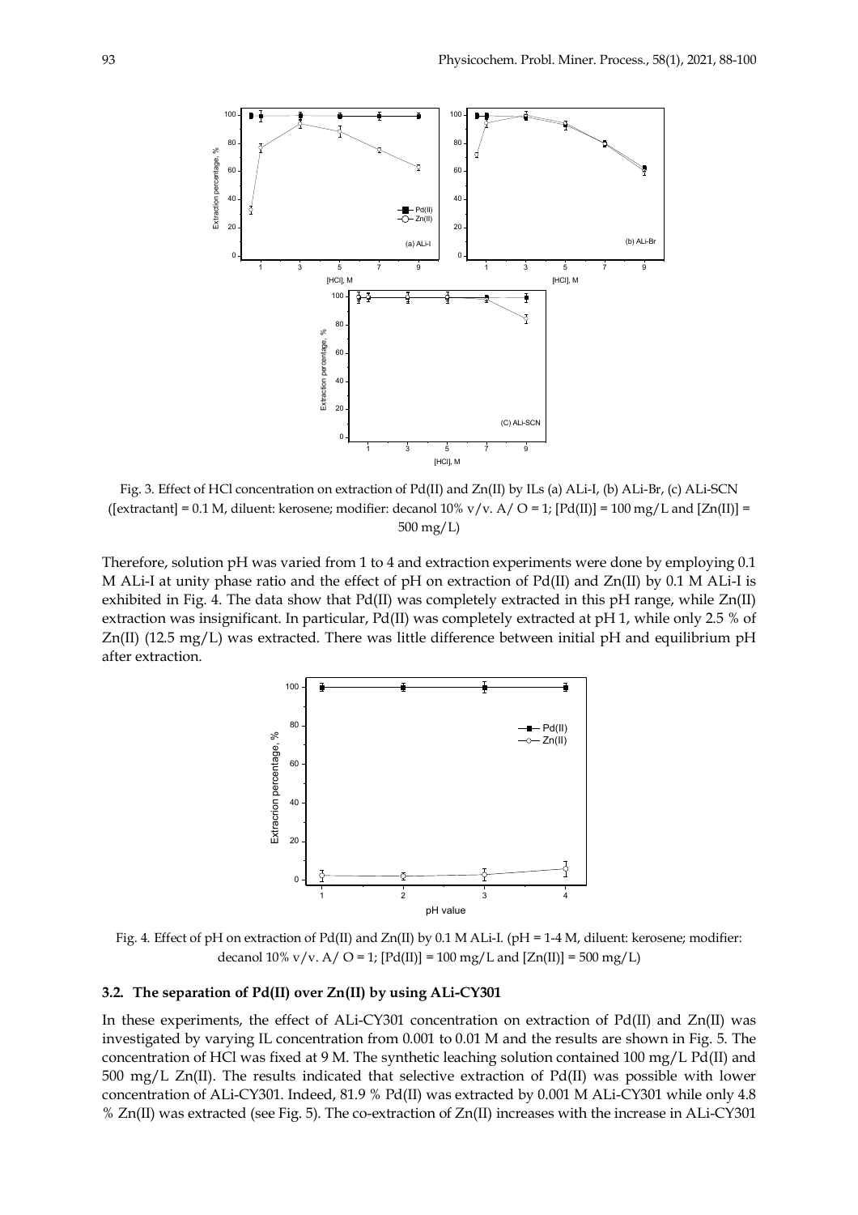Fig. 3. Effect of HCl concentration on extraction of Pd(II) and Zn(II) by ILs (a) ALi-I, (b) ALi-Br, (c) ALi-SCN ([extractant] = 0.1 M, diluent: kerosene; modifier: decanol 10% v/v. A/ O = 1; [Pd(II)] = 100 mg/L and [Zn(II)] = 500 mg/L)

Therefore, solution pH was varied from 1 to 4 and extraction experiments were done by employing 0.1 M ALi-I at unity phase ratio and the effect of pH on extraction of Pd(II) and Zn(II) by 0.1 M ALi-I is exhibited in Fig. 4. The data show that Pd(II) was completely extracted in this pH range, while Zn(II) extraction was insignificant. In particular, Pd(II) was completely extracted at pH 1, while only 2.5 % of Zn(II) (12.5 mg/L) was extracted. There was little difference between initial pH and equilibrium pH after extraction.

Fig. 4. Effect of pH on extraction of Pd(II) and Zn(II) by 0.1 M ALi-I. (pH = 1-4 M, diluent: kerosene; modifier: decanol 10% v/v. A/ O = 1; [Pd(II)] = 100 mg/L and [Zn(II)] = 500 mg/L)

### 3.2. The separation of Pd(II) over Zn(II) by using ALi-CY301

In these experiments, the effect of ALi-CY301 concentration on extraction of Pd(II) and Zn(II) was investigated by varying IL concentration from 0.001 to 0.01 M and the results are shown in Fig. 5. The concentration of HCl was fixed at 9 M. The synthetic leaching solution contained 100 mg/L Pd(II) and 500 mg/L Zn(II). The results indicated that selective extraction of Pd(II) was possible with lower concentration of ALi-CY301. Indeed, 81.9 % Pd(II) was extracted by 0.001 M ALi-CY301 while only 4.8 % Zn(II) was extracted (see Fig. 5). The co-extraction of Zn(II) increases with the increase in ALi-CY301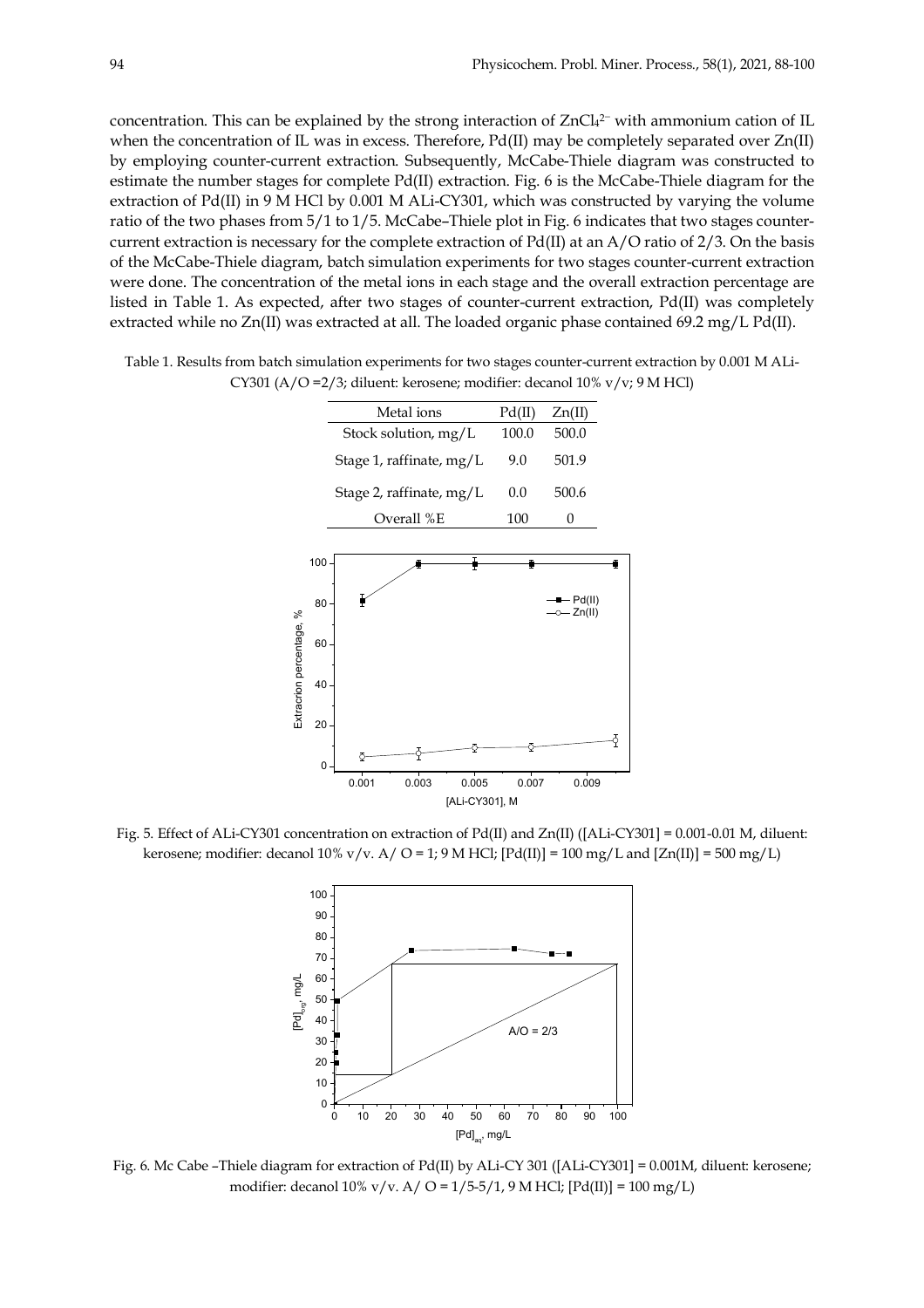concentration. This can be explained by the strong interaction of $ZnCl_4^{2-}$ with ammonium cation of IL when the concentration of IL was in excess. Therefore, Pd(II) may be completely separated over Zn(II) by employing counter-current extraction. Subsequently, McCabe-Thiele diagram was constructed to estimate the number stages for complete Pd(II) extraction. Fig. 6 is the McCabe-Thiele diagram for the extraction of Pd(II) in 9 M HCl by 0.001 M ALi-CY301, which was constructed by varying the volume ratio of the two phases from 5/1 to 1/5. McCabe–Thiele plot in Fig. 6 indicates that two stages counter-current extraction is necessary for the complete extraction of Pd(II) at an A/O ratio of 2/3. On the basis of the McCabe-Thiele diagram, batch simulation experiments for two stages counter-current extraction were done. The concentration of the metal ions in each stage and the overall extraction percentage are listed in Table 1. As expected, after two stages of counter-current extraction, Pd(II) was completely extracted while no Zn(II) was extracted at all. The loaded organic phase contained 69.2 mg/L Pd(II).

Table 1. Results from batch simulation experiments for two stages counter-current extraction by 0.001 M ALi-CY301 (A/O =2/3; diluent: kerosene; modifier: decanol 10% v/v; 9 M HCl)

| Metal ions | Pd(II) | Zn(II) |
|---|---|---|
| Stock solution, mg/L | 100.0 | 500.0 |
| Stage 1, raffinate, mg/L | 9.0 | 501.9 |
| Stage 2, raffinate, mg/L | 0.0 | 500.6 |
| Overall %E | 100 | 0 |

Fig. 5. Effect of ALi-CY301 concentration on extraction of Pd(II) and Zn(II) ([ALi-CY301] = 0.001-0.01 M, diluent: kerosene; modifier: decanol 10% v/v. A/ O = 1; 9 M HCl; [Pd(II)] = 100 mg/L and [Zn(II)] = 500 mg/L)

Fig. 6. Mc Cabe –Thiele diagram for extraction of Pd(II) by ALi-CY 301 ([ALi-CY301] = 0.001M, diluent: kerosene; modifier: decanol 10% v/v. A/ O = 1/5-5/1, 9 M HCl; [Pd(II)] = 100 mg/L)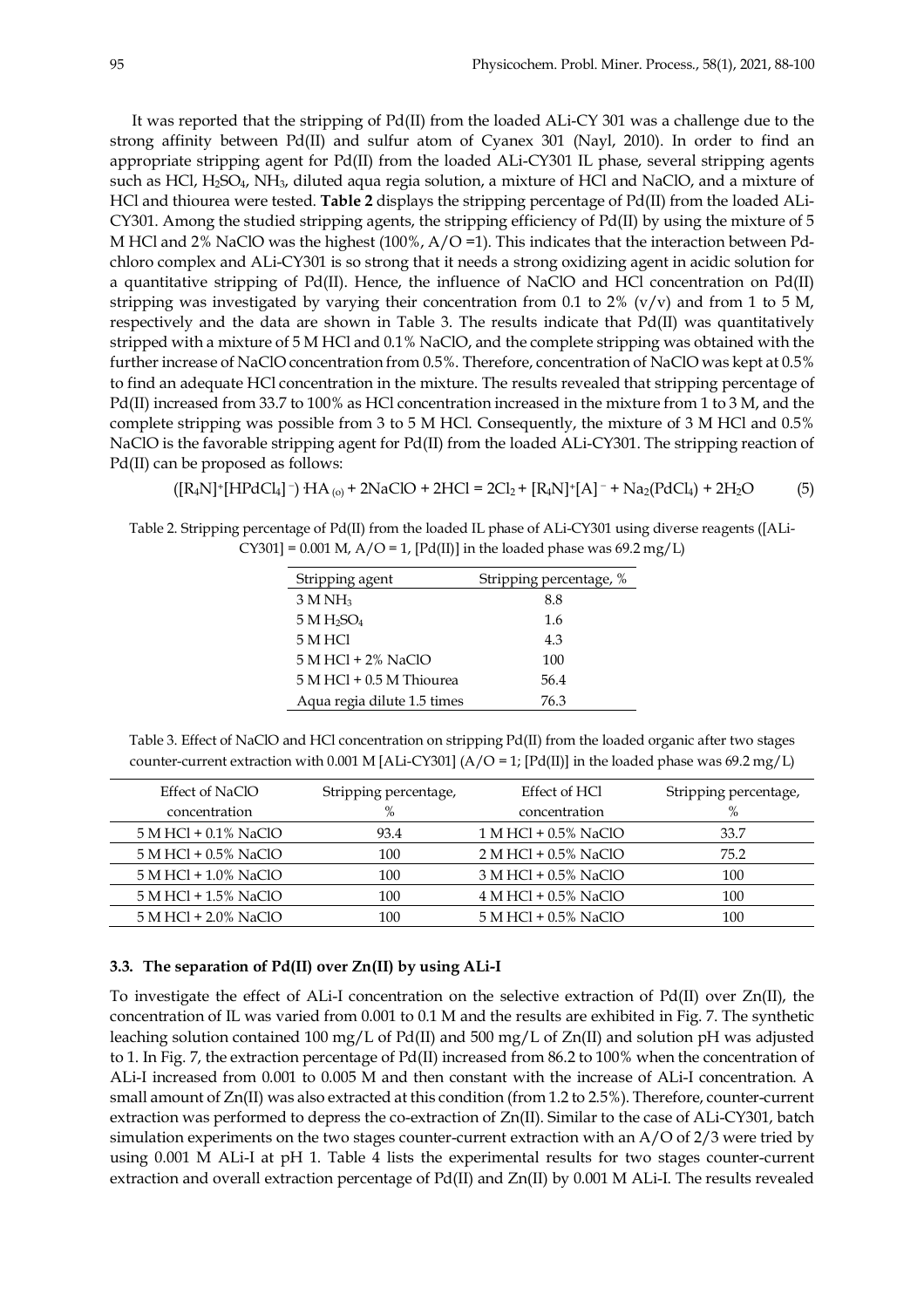It was reported that the stripping of Pd(II) from the loaded ALi-CY 301 was a challenge due to the strong affinity between Pd(II) and sulfur atom of Cyanex 301 (Nayl, 2010). In order to find an appropriate stripping agent for Pd(II) from the loaded ALi-CY301 IL phase, several stripping agents such as HCl, $H_2SO_4$, $NH_3$, diluted aqua regia solution, a mixture of HCl and NaClO, and a mixture of HCl and thiourea were tested. **Table 2** displays the stripping percentage of Pd(II) from the loaded ALi-CY301. Among the studied stripping agents, the stripping efficiency of Pd(II) by using the mixture of 5 M HCl and 2% NaClO was the highest (100%, A/O =1). This indicates that the interaction between Pd-chloro complex and ALi-CY301 is so strong that it needs a strong oxidizing agent in acidic solution for a quantitative stripping of Pd(II). Hence, the influence of NaClO and HCl concentration on Pd(II) stripping was investigated by varying their concentration from 0.1 to 2% (v/v) and from 1 to 5 M, respectively and the data are shown in Table 3. The results indicate that Pd(II) was quantitatively stripped with a mixture of 5 M HCl and 0.1% NaClO, and the complete stripping was obtained with the further increase of NaClO concentration from 0.5%. Therefore, concentration of NaClO was kept at 0.5% to find an adequate HCl concentration in the mixture. The results revealed that stripping percentage of Pd(II) increased from 33.7 to 100% as HCl concentration increased in the mixture from 1 to 3 M, and the complete stripping was possible from 3 to 5 M HCl. Consequently, the mixture of 3 M HCl and 0.5% NaClO is the favorable stripping agent for Pd(II) from the loaded ALi-CY301. The stripping reaction of Pd(II) can be proposed as follows:

$$([R_4N]^+[HPdCl_4]^-)\cdot HA_{(o)} + 2NaClO + 2HCl = 2Cl_2 + [R_4N]^+[A]^- + Na_2(PdCl_4) + 2H_2O \quad (5)$$

Table 2. Stripping percentage of Pd(II) from the loaded IL phase of ALi-CY301 using diverse reagents ([ALi-CY301] = 0.001 M, A/O = 1, [Pd(II)] in the loaded phase was 69.2 mg/L)

| Stripping agent | Stripping percentage, % |
|---|---|
| 3 M $NH_3$ | 8.8 |
| 5 M $H_2SO_4$ | 1.6 |
| 5 M HCl | 4.3 |
| 5 M HCl + 2% NaClO | 100 |
| 5 M HCl + 0.5 M Thiourea | 56.4 |
| Aqua regia dilute 1.5 times | 76.3 |

Table 3. Effect of NaClO and HCl concentration on stripping Pd(II) from the loaded organic after two stages counter-current extraction with 0.001 M [ALi-CY301] (A/O = 1; [Pd(II)] in the loaded phase was 69.2 mg/L)

| Effect of NaClO concentration | Stripping percentage, % | Effect of HCl concentration | Stripping percentage, % |
|---|---|---|---|
| 5 M HCl + 0.1% NaClO | 93.4 | 1 M HCl + 0.5% NaClO | 33.7 |
| 5 M HCl + 0.5% NaClO | 100 | 2 M HCl + 0.5% NaClO | 75.2 |
| 5 M HCl + 1.0% NaClO | 100 | 3 M HCl + 0.5% NaClO | 100 |
| 5 M HCl + 1.5% NaClO | 100 | 4 M HCl + 0.5% NaClO | 100 |
| 5 M HCl + 2.0% NaClO | 100 | 5 M HCl + 0.5% NaClO | 100 |

### 3.3. The separation of Pd(II) over Zn(II) by using ALi-I

To investigate the effect of ALi-I concentration on the selective extraction of Pd(II) over Zn(II), the concentration of IL was varied from 0.001 to 0.1 M and the results are exhibited in Fig. 7. The synthetic leaching solution contained 100 mg/L of Pd(II) and 500 mg/L of Zn(II) and solution pH was adjusted to 1. In Fig. 7, the extraction percentage of Pd(II) increased from 86.2 to 100% when the concentration of ALi-I increased from 0.001 to 0.005 M and then constant with the increase of ALi-I concentration. A small amount of Zn(II) was also extracted at this condition (from 1.2 to 2.5%). Therefore, counter-current extraction was performed to depress the co-extraction of Zn(II). Similar to the case of ALi-CY301, batch simulation experiments on the two stages counter-current extraction with an A/O of 2/3 were tried by using 0.001 M ALi-I at pH 1. Table 4 lists the experimental results for two stages counter-current extraction and overall extraction percentage of Pd(II) and Zn(II) by 0.001 M ALi-I. The results revealed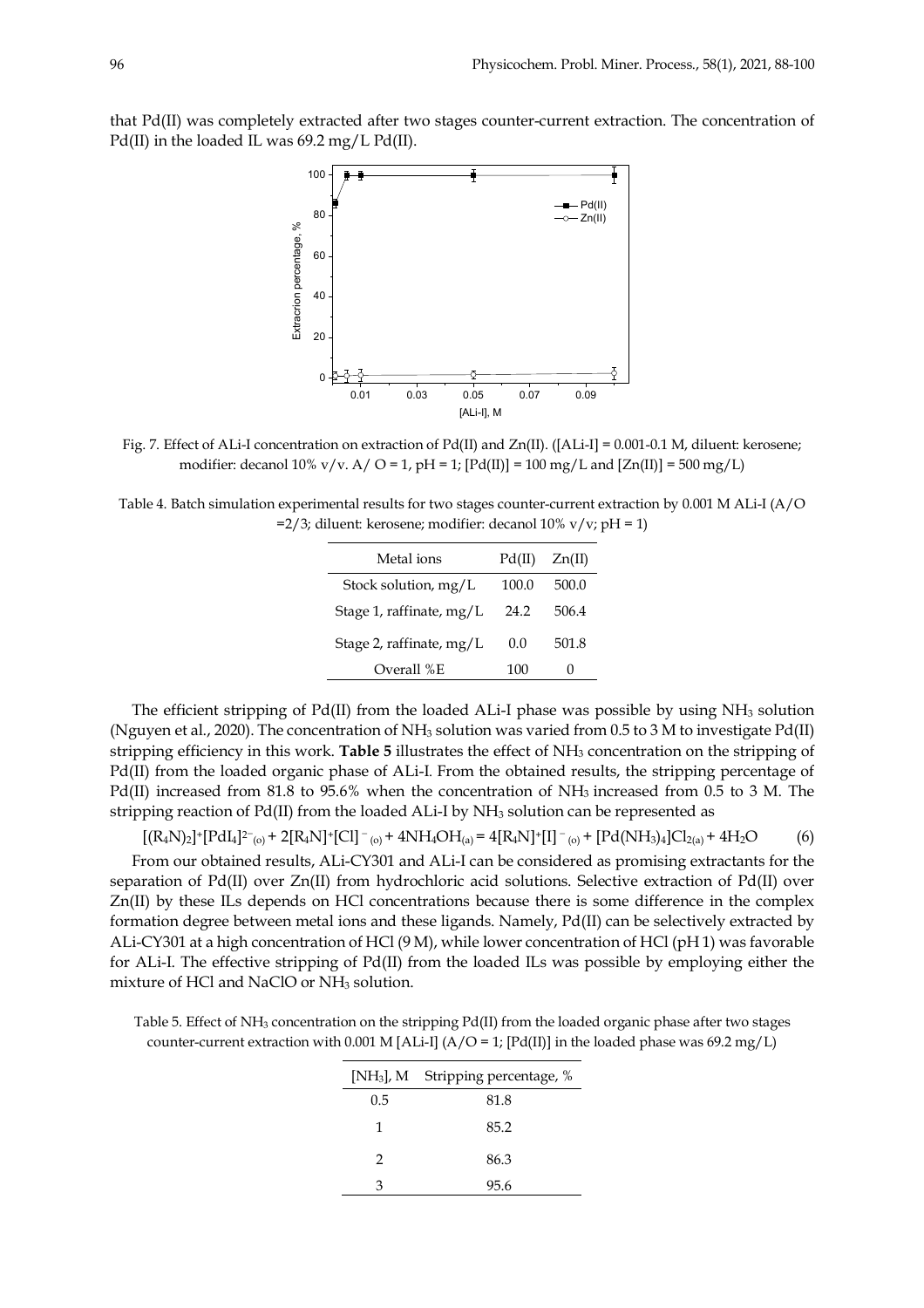that Pd(II) was completely extracted after two stages counter-current extraction. The concentration of Pd(II) in the loaded IL was 69.2 mg/L Pd(II).

Fig. 7. Effect of ALi-I concentration on extraction of Pd(II) and Zn(II). ([ALi-I] = 0.001-0.1 M, diluent: kerosene; modifier: decanol 10% v/v. A/ O = 1, pH = 1; [Pd(II)] = 100 mg/L and [Zn(II)] = 500 mg/L)

Table 4. Batch simulation experimental results for two stages counter-current extraction by 0.001 M ALi-I (A/O =2/3; diluent: kerosene; modifier: decanol 10% v/v; pH = 1)

| Metal ions | Pd(II) | Zn(II) |
|---|---|---|
| Stock solution, mg/L | 100.0 | 500.0 |
| Stage 1, raffinate, mg/L | 24.2 | 506.4 |
| Stage 2, raffinate, mg/L | 0.0 | 501.8 |
| Overall %E | 100 | 0 |

The efficient stripping of Pd(II) from the loaded ALi-I phase was possible by using $NH_3$ solution (Nguyen et al., 2020). The concentration of $NH_3$ solution was varied from 0.5 to 3 M to investigate Pd(II) stripping efficiency in this work. **Table 5** illustrates the effect of $NH_3$ concentration on the stripping of Pd(II) from the loaded organic phase of ALi-I. From the obtained results, the stripping percentage of Pd(II) increased from 81.8 to 95.6% when the concentration of $NH_3$ increased from 0.5 to 3 M. The stripping reaction of Pd(II) from the loaded ALi-I by $NH_3$ solution can be represented as

$$[(R_4N)_2]^+[PdI_4]^{2-}{}_{(o)} + 2[R_4N]^+[Cl]^-{}_{(o)} + 4NH_4OH_{(a)} = 4[R_4N]^+[I]^-{}_{(o)} + [Pd(NH_3)_4]Cl_{2(a)} + 4H_2O \quad (6)$$

From our obtained results, ALi-CY301 and ALi-I can be considered as promising extractants for the separation of Pd(II) over Zn(II) from hydrochloric acid solutions. Selective extraction of Pd(II) over Zn(II) by these ILs depends on HCl concentrations because there is some difference in the complex formation degree between metal ions and these ligands. Namely, Pd(II) can be selectively extracted by ALi-CY301 at a high concentration of HCl (9 M), while lower concentration of HCl (pH 1) was favorable for ALi-I. The effective stripping of Pd(II) from the loaded ILs was possible by employing either the mixture of HCl and NaClO or $NH_3$ solution.

Table 5. Effect of $NH_3$ concentration on the stripping Pd(II) from the loaded organic phase after two stages counter-current extraction with 0.001 M [ALi-I] (A/O = 1; [Pd(II)] in the loaded phase was 69.2 mg/L)

| $[NH_3]$, M | Stripping percentage, % |
|---|---|
| 0.5 | 81.8 |
| 1 | 85.2 |
| 2 | 86.3 |
| 3 | 95.6 |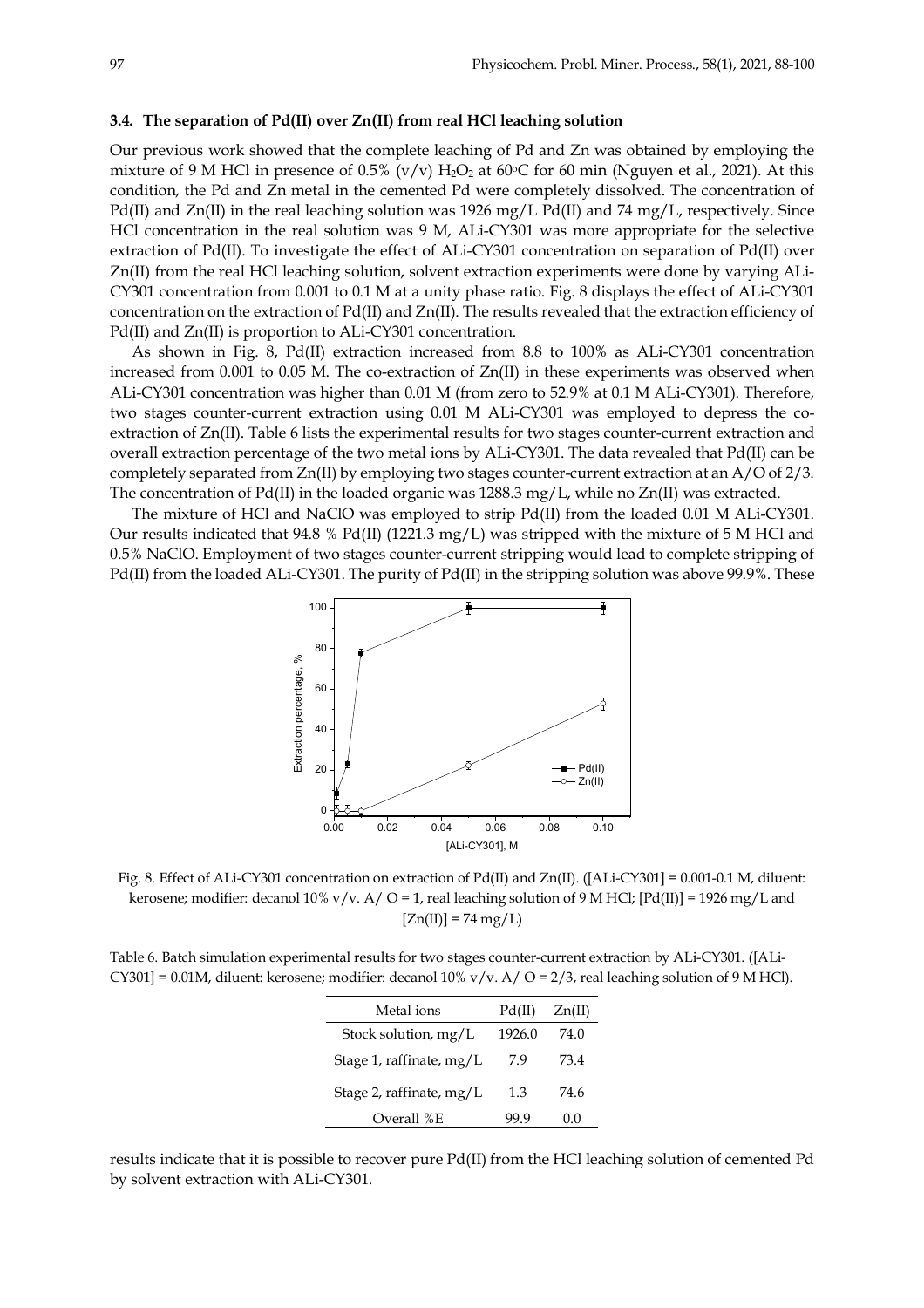### 3.4. The separation of Pd(II) over Zn(II) from real HCl leaching solution

Our previous work showed that the complete leaching of Pd and Zn was obtained by employing the mixture of 9 M HCl in presence of 0.5% (v/v) $H_2O_2$ at 60°C for 60 min (Nguyen et al., 2021). At this condition, the Pd and Zn metal in the cemented Pd were completely dissolved. The concentration of Pd(II) and Zn(II) in the real leaching solution was 1926 mg/L Pd(II) and 74 mg/L, respectively. Since HCl concentration in the real solution was 9 M, ALi-CY301 was more appropriate for the selective extraction of Pd(II). To investigate the effect of ALi-CY301 concentration on separation of Pd(II) over Zn(II) from the real HCl leaching solution, solvent extraction experiments were done by varying ALi-CY301 concentration from 0.001 to 0.1 M at a unity phase ratio. Fig. 8 displays the effect of ALi-CY301 concentration on the extraction of Pd(II) and Zn(II). The results revealed that the extraction efficiency of Pd(II) and Zn(II) is proportion to ALi-CY301 concentration.

As shown in Fig. 8, Pd(II) extraction increased from 8.8 to 100% as ALi-CY301 concentration increased from 0.001 to 0.05 M. The co-extraction of Zn(II) in these experiments was observed when ALi-CY301 concentration was higher than 0.01 M (from zero to 52.9% at 0.1 M ALi-CY301). Therefore, two stages counter-current extraction using 0.01 M ALi-CY301 was employed to depress the co-extraction of Zn(II). Table 6 lists the experimental results for two stages counter-current extraction and overall extraction percentage of the two metal ions by ALi-CY301. The data revealed that Pd(II) can be completely separated from Zn(II) by employing two stages counter-current extraction at an A/O of 2/3. The concentration of Pd(II) in the loaded organic was 1288.3 mg/L, while no Zn(II) was extracted.

The mixture of HCl and NaClO was employed to strip Pd(II) from the loaded 0.01 M ALi-CY301. Our results indicated that 94.8 % Pd(II) (1221.3 mg/L) was stripped with the mixture of 5 M HCl and 0.5% NaClO. Employment of two stages counter-current stripping would lead to complete stripping of Pd(II) from the loaded ALi-CY301. The purity of Pd(II) in the stripping solution was above 99.9%. These results indicate that it is possible to recover pure Pd(II) from the HCl leaching solution of cemented Pd by solvent extraction with ALi-CY301.

Fig. 8. Effect of ALi-CY301 concentration on extraction of Pd(II) and Zn(II). ([ALi-CY301] = 0.001-0.1 M, diluent: kerosene; modifier: decanol 10% v/v. A/ O = 1, real leaching solution of 9 M HCl; [Pd(II)] = 1926 mg/L and [Zn(II)] = 74 mg/L)

Table 6. Batch simulation experimental results for two stages counter-current extraction by ALi-CY301. ([ALi-CY301] = 0.01M, diluent: kerosene; modifier: decanol 10% v/v. A/ O = 2/3, real leaching solution of 9 M HCl).

| Metal ions | Pd(II) | Zn(II) |
|---|---|---|
| Stock solution, mg/L | 1926.0 | 74.0 |
| Stage 1, raffinate, mg/L | 7.9 | 73.4 |
| Stage 2, raffinate, mg/L | 1.3 | 74.6 |
| Overall %E | 99.9 | 0.0 |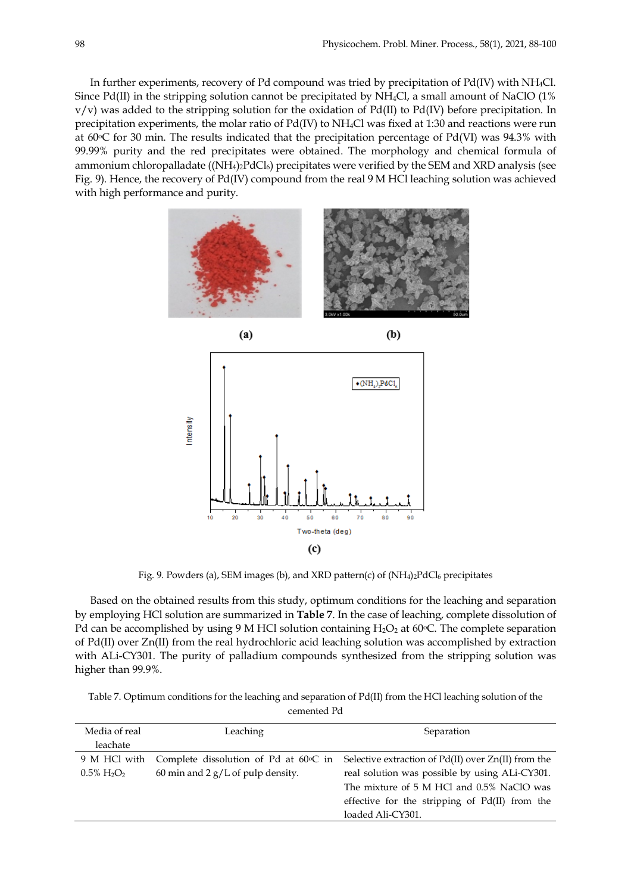In further experiments, recovery of Pd compound was tried by precipitation of Pd(IV) with $NH_4Cl$. Since Pd(II) in the stripping solution cannot be precipitated by $NH_4Cl$, a small amount of NaClO (1% v/v) was added to the stripping solution for the oxidation of Pd(II) to Pd(IV) before precipitation. In precipitation experiments, the molar ratio of Pd(IV) to $NH_4Cl$ was fixed at 1:30 and reactions were run at 60°C for 30 min. The results indicated that the precipitation percentage of Pd(VI) was 94.3% with 99.99% purity and the red precipitates were obtained. The morphology and chemical formula of ammonium chloropalladate ($(NH_4)_2PdCl_6$) precipitates were verified by the SEM and XRD analysis (see Fig. 9). Hence, the recovery of Pd(IV) compound from the real 9 M HCl leaching solution was achieved with high performance and purity.

Fig. 9. Powders (a), SEM images (b), and XRD pattern(c) of $(NH_4)_2PdCl_6$ precipitates

Based on the obtained results from this study, optimum conditions for the leaching and separation by employing HCl solution are summarized in **Table 7**. In the case of leaching, complete dissolution of Pd can be accomplished by using 9 M HCl solution containing $H_2O_2$ at 60°C. The complete separation of Pd(II) over Zn(II) from the real hydrochloric acid leaching solution was accomplished by extraction with ALi-CY301. The purity of palladium compounds synthesized from the stripping solution was higher than 99.9%.

Table 7. Optimum conditions for the leaching and separation of Pd(II) from the HCl leaching solution of the cemented Pd

| Media of real leachate | Leaching | Separation |
|---|---|---|
| 9 M HCl with 0.5% $H_2O_2$ | Complete dissolution of Pd at 60°C in 60 min and 2 g/L of pulp density. | Selective extraction of Pd(II) over Zn(II) from the real solution was possible by using ALi-CY301. The mixture of 5 M HCl and 0.5% NaClO was effective for the stripping of Pd(II) from the loaded Ali-CY301. |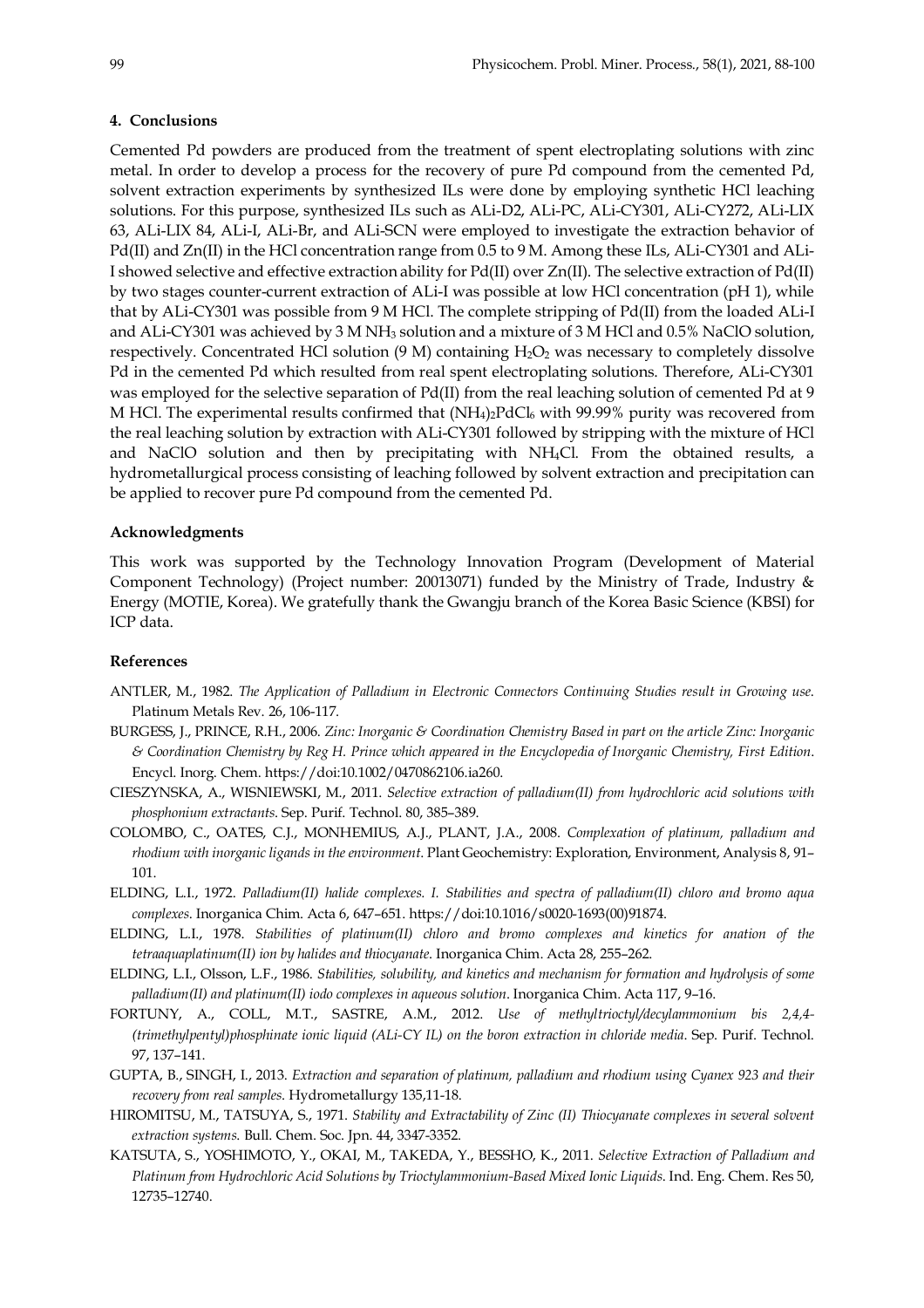## 4. Conclusions

Cemented Pd powders are produced from the treatment of spent electroplating solutions with zinc metal. In order to develop a process for the recovery of pure Pd compound from the cemented Pd, solvent extraction experiments by synthesized ILs were done by employing synthetic HCl leaching solutions. For this purpose, synthesized ILs such as ALi-D2, ALi-PC, ALi-CY301, ALi-CY272, ALi-LIX 63, ALi-LIX 84, ALi-I, ALi-Br, and ALi-SCN were employed to investigate the extraction behavior of Pd(II) and Zn(II) in the HCl concentration range from 0.5 to 9 M. Among these ILs, ALi-CY301 and ALi-I showed selective and effective extraction ability for Pd(II) over Zn(II). The selective extraction of Pd(II) by two stages counter-current extraction of ALi-I was possible at low HCl concentration (pH 1), while that by ALi-CY301 was possible from 9 M HCl. The complete stripping of Pd(II) from the loaded ALi-I and ALi-CY301 was achieved by 3 M $NH_3$ solution and a mixture of 3 M HCl and 0.5% NaClO solution, respectively. Concentrated HCl solution (9 M) containing $H_2O_2$ was necessary to completely dissolve Pd in the cemented Pd which resulted from real spent electroplating solutions. Therefore, ALi-CY301 was employed for the selective separation of Pd(II) from the real leaching solution of cemented Pd at 9 M HCl. The experimental results confirmed that $(NH_4)_2PdCl_6$ with 99.99% purity was recovered from the real leaching solution by extraction with ALi-CY301 followed by stripping with the mixture of HCl and NaClO solution and then by precipitating with $NH_4Cl$. From the obtained results, a hydrometallurgical process consisting of leaching followed by solvent extraction and precipitation can be applied to recover pure Pd compound from the cemented Pd.

### Acknowledgments

This work was supported by the Technology Innovation Program (Development of Material Component Technology) (Project number: 20013071) funded by the Ministry of Trade, Industry & Energy (MOTIE, Korea). We gratefully thank the Gwangju branch of the Korea Basic Science (KBSI) for ICP data.

### References

ANTLER, M., 1982. *The Application of Palladium in Electronic Connectors Continuing Studies result in Growing use.* Platinum Metals Rev. 26, 106-117.

BURGESS, J., PRINCE, R.H., 2006. *Zinc: Inorganic & Coordination Chemistry Based in part on the article Zinc: Inorganic & Coordination Chemistry by Reg H. Prince which appeared in the Encyclopedia of Inorganic Chemistry, First Edition*. Encycl. Inorg. Chem. https://doi:10.1002/0470862106.ia260.

CIESZYNSKA, A., WISNIEWSKI, M., 2011. *Selective extraction of palladium(II) from hydrochloric acid solutions with phosphonium extractants.* Sep. Purif. Technol. 80, 385–389.

COLOMBO, C., OATES, C.J., MONHEMIUS, A.J., PLANT, J.A., 2008. *Complexation of platinum, palladium and rhodium with inorganic ligands in the environment*. Plant Geochemistry: Exploration, Environment, Analysis 8, 91–101.

ELDING, L.I., 1972. *Palladium(II) halide complexes. I. Stabilities and spectra of palladium(II) chloro and bromo aqua complexes.* Inorganica Chim. Acta 6, 647–651. https://doi:10.1016/s0020-1693(00)91874.

ELDING, L.I., 1978. *Stabilities of platinum(II) chloro and bromo complexes and kinetics for anation of the tetraaquaplatinum(II) ion by halides and thiocyanate.* Inorganica Chim. Acta 28, 255–262.

ELDING, L.I., Olsson, L.F., 1986. *Stabilities, solubility, and kinetics and mechanism for formation and hydrolysis of some palladium(II) and platinum(II) iodo complexes in aqueous solution*. Inorganica Chim. Acta 117, 9–16.

FORTUNY, A., COLL, M.T., SASTRE, A.M., 2012. *Use of methyltrioctyl/decylammonium bis 2,4,4-(trimethylpentyl)phosphinate ionic liquid (ALi-CY IL) on the boron extraction in chloride media*. Sep. Purif. Technol. 97, 137–141.

GUPTA, B., SINGH, I., 2013. *Extraction and separation of platinum, palladium and rhodium using Cyanex 923 and their recovery from real samples.* Hydrometallurgy 135,11-18.

HIROMITSU, M., TATSUYA, S., 1971. *Stability and Extractability of Zinc (II) Thiocyanate complexes in several solvent extraction systems.* Bull. Chem. Soc. Jpn. 44, 3347-3352.

KATSUTA, S., YOSHIMOTO, Y., OKAI, M., TAKEDA, Y., BESSHO, K., 2011. *Selective Extraction of Palladium and Platinum from Hydrochloric Acid Solutions by Trioctylammonium-Based Mixed Ionic Liquids*. Ind. Eng. Chem. Res 50, 12735–12740.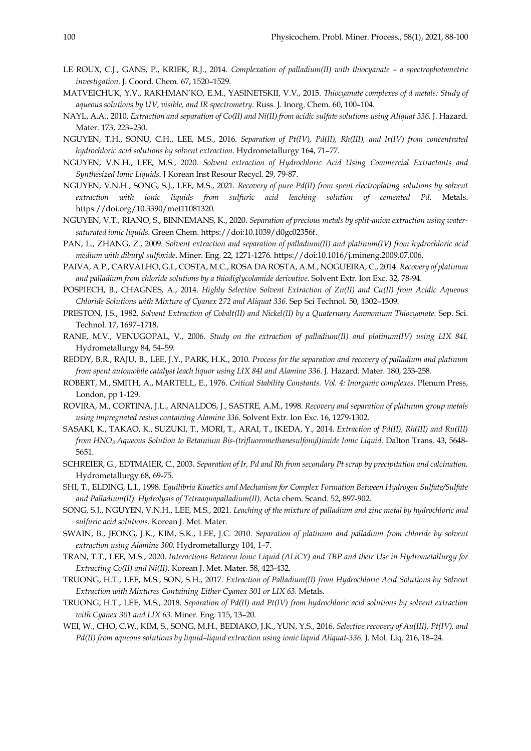LE ROUX, C.J., GANS, P., KRIEK, R.J., 2014. *Complexation of palladium(II) with thiocyanate – a spectrophotometric investigation.* J. Coord. Chem. 67, 1520–1529.

MATVEICHUK, Y.V., RAKHMAN'KO, E.M., YASINETSKII, V.V., 2015. *Thiocyanate complexes of d metals: Study of aqueous solutions by UV, visible, and IR spectrometry*. Russ. J. Inorg. Chem. 60, 100–104.

NAYL, A.A., 2010. *Extraction and separation of Co(II) and Ni(II) from acidic sulfate solutions using Aliquat 336.* J. Hazard. Mater. 173, 223–230.

NGUYEN, T.H., SONU, C.H., LEE, M.S., 2016. *Separation of Pt(IV), Pd(II), Rh(III), and Ir(IV) from concentrated hydrochloric acid solutions by solvent extraction*. Hydrometallurgy 164, 71–77.

NGUYEN, V.N.H., LEE, M.S., 2020. *Solvent extraction of Hydrochloric Acid Using Commercial Extractants and Synthesized Ionic Liquids.* J Korean Inst Resour Recycl. 29, 79-87.

NGUYEN, V.N.H., SONG, S.J., LEE, M.S., 2021. *Recovery of pure Pd(II) from spent electroplating solutions by solvent extraction with ionic liquids from sulfuric acid leaching solution of cemented Pd.* Metals. https://doi.org/10.3390/met11081320.

NGUYEN, V.T., RIAÑO, S., BINNEMANS, K., 2020. *Separation of precious metals by split-anion extraction using water-saturated ionic liquids.* Green Chem. https://doi:10.1039/d0gc02356f.

PAN, L., ZHANG, Z., 2009. *Solvent extraction and separation of palladium(II) and platinum(IV) from hydrochloric acid medium with dibutyl sulfoxide*. Miner. Eng. 22, 1271-1276. https://doi:10.1016/j.mineng.2009.07.006.

PAIVA, A.P., CARVALHO, G.I., COSTA, M.C., ROSA DA ROSTA, A.M., NOGUEIRA, C., 2014. *Recovery of platinum and palladium from chloride solutions by a thiodiglycolamide derivative.* Solvent Extr. Ion Exc. 32, 78-94.

POSPIECH, B., CHAGNES, A., 2014. *Highly Selective Solvent Extraction of Zn(II) and Cu(II) from Acidic Aqueous Chloride Solutions with Mixture of Cyanex 272 and Aliquat 336.* Sep Sci Technol. 50, 1302–1309.

PRESTON, J.S., 1982. *Solvent Extraction of Cobalt(II) and Nickel(II) by a Quaternary Ammonium Thiocyanate.* Sep. Sci. Technol. 17, 1697–1718.

RANE, M.V., VENUGOPAL, V., 2006. *Study on the extraction of palladium(II) and platinum(IV) using LIX 84I.* Hydrometallurgy 84, 54–59.

REDDY, B.R., RAJU, B., LEE, J.Y., PARK, H.K., 2010. *Process for the separation and recovery of palladium and platinum from spent automobile catalyst leach liquor using LIX 84I and Alamine 336.* J. Hazard. Mater. 180, 253-258.

ROBERT, M., SMITH, A., MARTELL, E., 1976. *Critical Stability Constants. Vol. 4: Inorganic complexes.* Plenum Press, London, pp 1-129.

ROVIRA, M., CORTINA, J.L., ARNALDOS, J., SASTRE, A.M., 1998. *Recovery and separation of platinum group metals using impregnated resins containing Alamine 336.* Solvent Extr. Ion Exc. 16, 1279-1302.

SASAKI, K., TAKAO, K., SUZUKI, T., MORI, T., ARAI, T., IKEDA, Y., 2014. *Extraction of Pd(II), Rh(III) and Ru(III) from $HNO_3$ Aqueous Solution to Betainium Bis-(trifluoromethanesulfonyl)imide Ionic Liquid.* Dalton Trans. 43, 5648-5651.

SCHREIER, G., EDTMAIER, C., 2003. *Separation of Ir, Pd and Rh from secondary Pt scrap by precipitation and calcination.* Hydrometallurgy 68, 69-75.

SHI, T., ELDING, L.I., 1998. *Equilibria Kinetics and Mechanism for Complex Formation Between Hydrogen Sulfate/Sulfate and Palladium(II). Hydrolysis of Tetraaquapalladium(II).* Acta chem. Scand. 52, 897-902.

SONG, S.J., NGUYEN, V.N.H., LEE, M.S., 2021. *Leaching of the mixture of palladium and zinc metal by hydrochloric and sulfuric acid solutions.* Korean J. Met. Mater.

SWAIN, B., JEONG, J.K., KIM, S.K., LEE, J.C. 2010. *Separation of platinum and palladium from chloride by solvent extraction using Alamine 300.* Hydrometallurgy 104, 1–7.

TRAN, T.T., LEE, M.S., 2020. *Interactions Between Ionic Liquid (ALiCY) and TBP and their Use in Hydrometallurgy for Extracting Co(II) and Ni(II).* Korean J. Met. Mater. 58, 423-432.

TRUONG, H.T., LEE, M.S., SON, S.H., 2017. *Extraction of Palladium(II) from Hydrochloric Acid Solutions by Solvent Extraction with Mixtures Containing Either Cyanex 301 or LIX 63.* Metals.

TRUONG, H.T., LEE, M.S., 2018. *Separation of Pd(II) and Pt(IV) from hydrochloric acid solutions by solvent extraction with Cyanex 301 and LIX 63.* Miner. Eng. 115, 13–20.

WEI, W., CHO, C.W., KIM, S., SONG, M.H., BEDIAKO, J.K., YUN, Y.S., 2016. *Selective recovery of Au(III), Pt(IV), and Pd(II) from aqueous solutions by liquid–liquid extraction using ionic liquid Aliquat-336.* J. Mol. Liq. 216, 18–24.